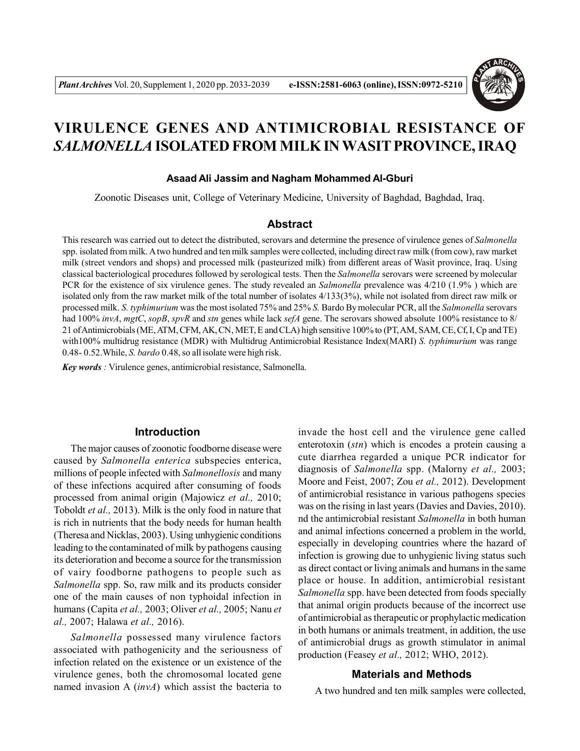# VIRULENCE GENES AND ANTIMICROBIAL RESISTANCE OF *SALMONELLA* ISOLATED FROM MILK IN WASIT PROVINCE, IRAQ

**Asaad Ali Jassim and Nagham Mohammed Al-Gburi**

Zoonotic Diseases unit, College of Veterinary Medicine, University of Baghdad, Baghdad, Iraq.

## Abstract

This research was carried out to detect the distributed, serovars and determine the presence of virulence genes of *Salmonella* spp. isolated from milk. A two hundred and ten milk samples were collected, including direct raw milk (from cow), raw market milk (street vendors and shops) and processed milk (pasteurized milk) from different areas of Wasit province, Iraq. Using classical bacteriological procedures followed by serological tests. Then the *Salmonella* serovars were screened by molecular PCR for the existence of six virulence genes. The study revealed an *Salmonella* prevalence was 4/210 (1.9% ) which are isolated only from the raw market milk of the total number of isolates 4/133(3%), while not isolated from direct raw milk or processed milk. *S. typhimurium* was the most isolated 75% and 25% *S.* Bardo By molecular PCR, all the *Salmonella* serovars had 100% *invA*, *mgtC*, *sopB*, *spvR* and *stn* genes while lack *sefA* gene. The serovars showed absolute 100% resistance to 8/21 of Antimicrobials (ME, ATM, CFM, AK, CN, MET, E and CLA) high sensitive 100% to (PT, AM, SAM, CE, Cf, I, Cp and TE) with100% multidrug resistance (MDR) with Multidrug Antimicrobial Resistance Index(MARI) *S. typhimurium* was range 0.48- 0.52.While, *S. bardo* 0.48, so all isolate were high risk.

***Key words*** *:* Virulence genes, antimicrobial resistance, Salmonella.

## Introduction

The major causes of zoonotic foodborne disease were caused by *Salmonella enterica* subspecies enterica, millions of people infected with *Salmonellosis* and many of these infections acquired after consuming of foods processed from animal origin (Majowicz *et al.,* 2010; Toboldt *et al.,* 2013). Milk is the only food in nature that is rich in nutrients that the body needs for human health (Theresa and Nicklas, 2003). Using unhygienic conditions leading to the contaminated of milk by pathogens causing its deterioration and become a source for the transmission of vairy foodborne pathogens to people such as *Salmonella* spp. So, raw milk and its products consider one of the main causes of non typhoidal infection in humans (Capita *et al.,* 2003; Oliver *et al.,* 2005; Nanu *et al.,* 2007; Halawa *et al.,* 2016).

*Salmonella* possessed many virulence factors associated with pathogenicity and the seriousness of infection related on the existence or un existence of the virulence genes, both the chromosomal located gene named invasion A (*invA*) which assist the bacteria to invade the host cell and the virulence gene called enterotoxin (*stn*) which is encodes a protein causing a cute diarrhea regarded a unique PCR indicator for diagnosis of *Salmonella* spp. (Malorny *et al.,* 2003; Moore and Feist, 2007; Zou *et al.,* 2012). Development of antimicrobial resistance in various pathogens species was on the rising in last years (Davies and Davies, 2010). nd the antimicrobial resistant *Salmonella* in both human and animal infections concerned a problem in the world, especially in developing countries where the hazard of infection is growing due to unhygienic living status such as direct contact or living animals and humans in the same place or house. In addition, antimicrobial resistant *Salmonella* spp. have been detected from foods specially that animal origin products because of the incorrect use of antimicrobial as therapeutic or prophylactic medication in both humans or animals treatment, in addition, the use of antimicrobial drugs as growth stimulator in animal production (Feasey *et al.,* 2012; WHO, 2012).

## Materials and Methods

A two hundred and ten milk samples were collected,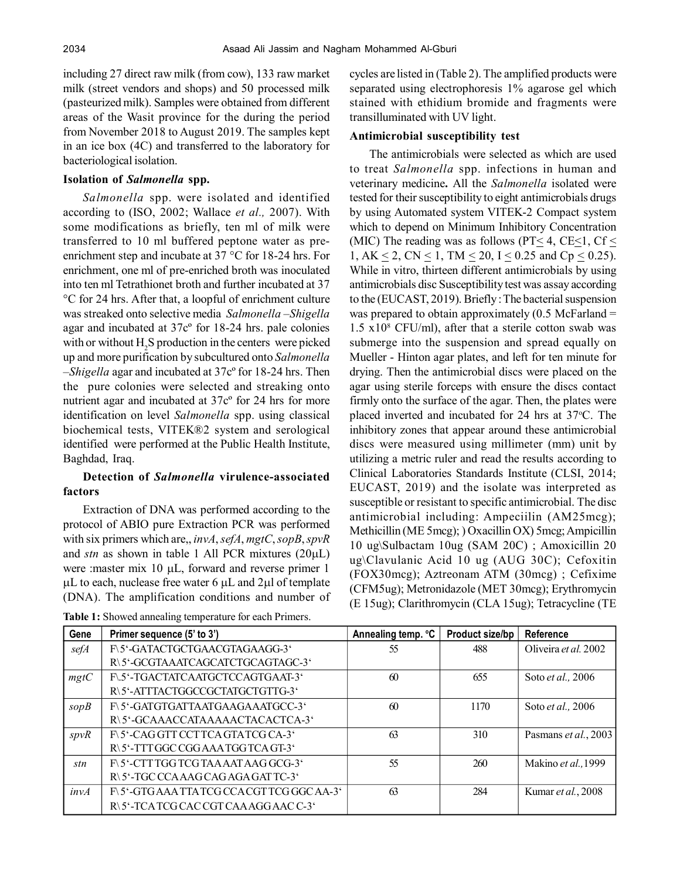including 27 direct raw milk (from cow), 133 raw market milk (street vendors and shops) and 50 processed milk (pasteurized milk). Samples were obtained from different areas of the Wasit province for the during the period from November 2018 to August 2019. The samples kept in an ice box (4C) and transferred to the laboratory for bacteriological isolation.

### Isolation of *Salmonella* spp.

*Salmonella* spp. were isolated and identified according to (ISO, 2002; Wallace *et al.,* 2007). With some modifications as briefly, ten ml of milk were transferred to 10 ml buffered peptone water as pre-enrichment step and incubate at 37 °C for 18-24 hrs. For enrichment, one ml of pre-enriched broth was inoculated into ten ml Tetrathionet broth and further incubated at 37 °C for 24 hrs. After that, a loopful of enrichment culture was streaked onto selective media *Salmonella –Shigella* agar and incubated at 37cº for 18-24 hrs. pale colonies with or without $H_2S$ production in the centers were picked up and more purification by subcultured onto *Salmonella –Shigella* agar and incubated at 37cº for 18-24 hrs. Then the pure colonies were selected and streaking onto nutrient agar and incubated at 37cº for 24 hrs for more identification on level *Salmonella* spp. using classical biochemical tests, VITEK®2 system and serological identified were performed at the Public Health Institute, Baghdad, Iraq.

### Detection of *Salmonella* virulence-associated factors

Extraction of DNA was performed according to the protocol of ABIO pure Extraction PCR was performed with six primers which are,, *invA*, *sefA*, *mgtC*, *sopB*, *spvR* and *stn* as shown in table 1 All PCR mixtures (20μL) were :master mix 10 μL, forward and reverse primer 1 μL to each, nuclease free water 6 μL and 2μl of template (DNA). The amplification conditions and number of cycles are listed in (Table 2). The amplified products were separated using electrophoresis 1% agarose gel which stained with ethidium bromide and fragments were transilluminated with UV light.

### Antimicrobial susceptibility test

The antimicrobials were selected as which are used to treat *Salmonella* spp. infections in human and veterinary medicine**.** All the *Salmonella* isolated were tested for their susceptibility to eight antimicrobials drugs by using Automated system VITEK-2 Compact system which to depend on Minimum Inhibitory Concentration (MIC) The reading was as follows (PT$\leq$ 4, CE$\leq$1, Cf $\leq$ 1, AK $\leq$ 2, CN $\leq$ 1, TM $\leq$ 20, I $\leq$ 0.25 and Cp $\leq$ 0.25). While in vitro, thirteen different antimicrobials by using antimicrobials disc Susceptibility test was assay according to the (EUCAST, 2019). Briefly : The bacterial suspension was prepared to obtain approximately (0.5 McFarland = 1.5 x$10^8$ CFU/ml), after that a sterile cotton swab was submerge into the suspension and spread equally on Mueller - Hinton agar plates, and left for ten minute for drying. Then the antimicrobial discs were placed on the agar using sterile forceps with ensure the discs contact firmly onto the surface of the agar. Then, the plates were placed inverted and incubated for 24 hrs at 37ºC. The inhibitory zones that appear around these antimicrobial discs were measured using millimeter (mm) unit by utilizing a metric ruler and read the results according to Clinical Laboratories Standards Institute (CLSI, 2014; EUCAST, 2019) and the isolate was interpreted as susceptible or resistant to specific antimicrobial. The disc antimicrobial including: Ampeciilin (AM25mcg); Methicillin (ME 5mcg); ) Oxacillin OX) 5mcg; Ampicillin 10 ug\Sulbactam 10ug (SAM 20C) ; Amoxicillin 20 ug\Clavulanic Acid 10 ug (AUG 30C); Cefoxitin (FOX30mcg); Aztreonam ATM (30mcg) ; Cefixime (CFM5ug); Metronidazole (MET 30mcg); Erythromycin (E 15ug); Clarithromycin (CLA 15ug); Tetracycline (TE

**Table 1:** Showed annealing temperature for each Primers.

| Gene | Primer sequence (5' to 3') | Annealing temp. °C | Product size/bp | Reference |
|---|---|---|---|---|
| *sefA* | F\ 5'-GATACTGCTGAACGTAGAAGG-3' <br> R\ 5'-GCGTAAATCAGCATCTGCAGTAGC-3' | 55 | 488 | Oliveira *et al.* 2002 |
| *mgtC* | F\ 5'-TGACTATCAATGCTCCAGTGAAT-3' <br> R\ 5'-ATTTACTGGCCGCTATGCTGTTG-3' | 60 | 655 | Soto *et al.,* 2006 |
| *sopB* | F\ 5'-GATGTGATTAATGAAGAAATGCC-3' <br> R\ 5'-GCAAACCATAAAAACTACACTCA-3' | 60 | 1170 | Soto *et al.,* 2006 |
| *spvR* | F\ 5'-CAG GTT CCT TCA GTA TCG CA-3' <br> R\ 5'-TTT GGC CGG AAA TGG TCA GT-3' | 63 | 310 | Pasmans *et al.*, 2003 |
| *stn* | F\ 5'-CTT TGG TCG TAA AAT AAG GCG-3' <br> R\ 5'-TGC CCA AAG CAG AGA GAT TC-3' | 55 | 260 | Makino *et al.,*1999 |
| *invA* | F\ 5'-GTG AAA TTA TCG CCA CGT TCG GGC AA-3' <br> R\ 5'-TCA TCG CAC CGT CAA AGG AAC C-3' | 63 | 284 | Kumar *et al.*, 2008 |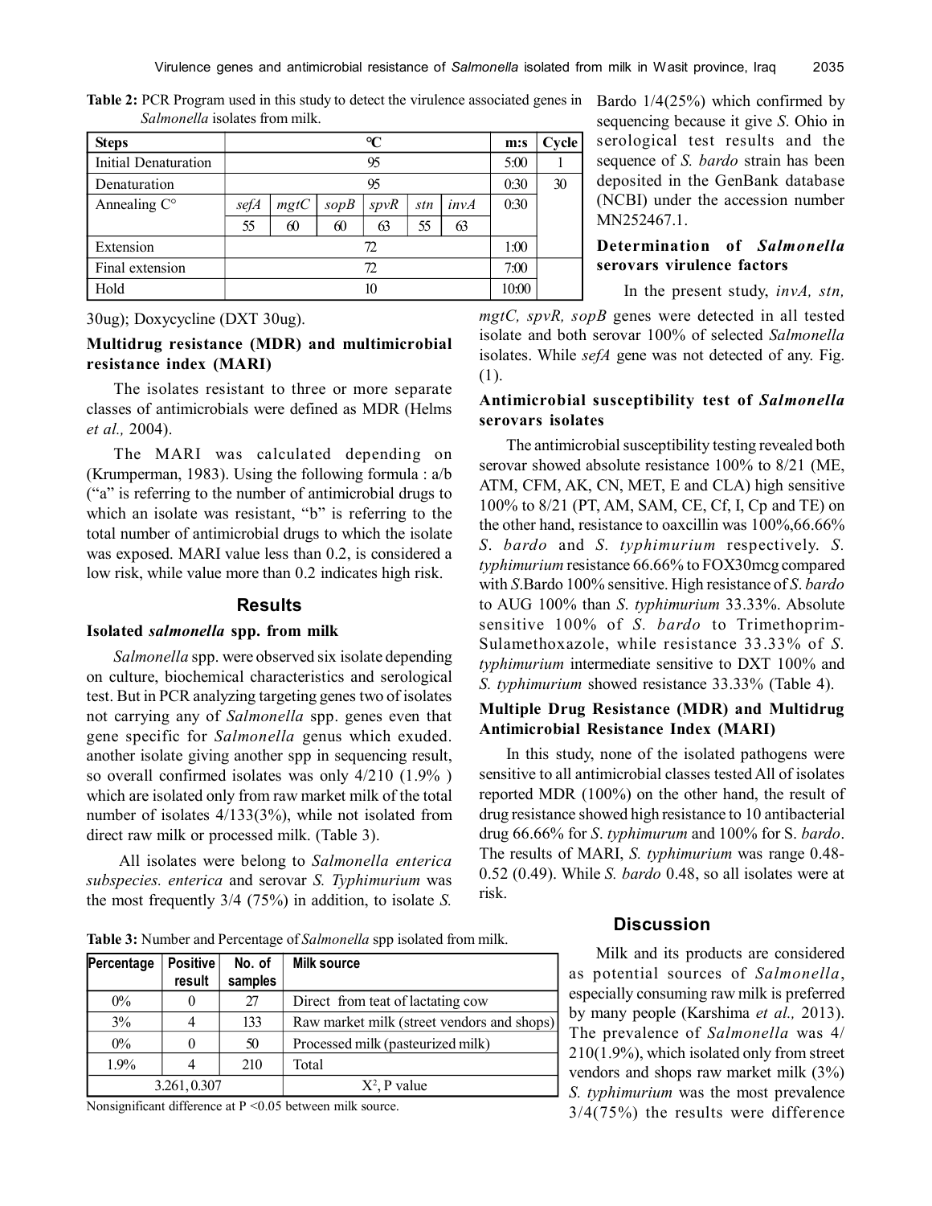**Table 2:** PCR Program used in this study to detect the virulence associated genes in *Salmonella* isolates from milk.

| Steps | ℃ | | | | | | m:s | Cycle |
|---|---|---|---|---|---|---|---|---|
| Initial Denaturation | 95 | | | | | | 5:00 | 1 |
| Denaturation | 95 | | | | | | 0:30 | 30 |
| Annealing C° | *sefA* | *mgtC* | *sopB* | *spvR* | *stn* | *invA* | 0:30 | |
| | 55 | 60 | 60 | 63 | 55 | 63 | | |
| Extension | 72 | | | | | | 1:00 | |
| Final extension | 72 | | | | | | 7:00 | |
| Hold | 10 | | | | | | 10:00 | |

30ug); Doxycycline (DXT 30ug).

### Multidrug resistance (MDR) and multimicrobial resistance index (MARI)

The isolates resistant to three or more separate classes of antimicrobials were defined as MDR (Helms *et al.,* 2004).

The MARI was calculated depending on (Krumperman, 1983). Using the following formula : a/b ("a" is referring to the number of antimicrobial drugs to which an isolate was resistant, "b" is referring to the total number of antimicrobial drugs to which the isolate was exposed. MARI value less than 0.2, is considered a low risk, while value more than 0.2 indicates high risk.

## Results

### Isolated *salmonella* spp. from milk

*Salmonella* spp. were observed six isolate depending on culture, biochemical characteristics and serological test. But in PCR analyzing targeting genes two of isolates not carrying any of *Salmonella* spp. genes even that gene specific for *Salmonella* genus which exuded. another isolate giving another spp in sequencing result, so overall confirmed isolates was only 4/210 (1.9% ) which are isolated only from raw market milk of the total number of isolates 4/133(3%), while not isolated from direct raw milk or processed milk. (Table 3).

All isolates were belong to *Salmonella enterica subspecies. enterica* and serovar *S. Typhimurium* was the most frequently 3/4 (75%) in addition, to isolate *S.* Bardo 1/4(25%) which confirmed by sequencing because it give *S*. Ohio in serological test results and the sequence of *S. bardo* strain has been deposited in the GenBank database (NCBI) under the accession number MN252467.1.

**Table 3:** Number and Percentage of *Salmonella* spp isolated from milk.

| Percentage | Positive result | No. of samples | Milk source |
|---|---|---|---|
| 0% | 0 | 27 | Direct from teat of lactating cow |
| 3% | 4 | 133 | Raw market milk (street vendors and shops) |
| 0% | 0 | 50 | Processed milk (pasteurized milk) |
| 1.9% | 4 | 210 | Total |
| 3.261, 0.307 | | | $X^2$, P value |

Nonsignificant difference at P <0.05 between milk source.

### Determination of *Salmonella* serovars virulence factors

In the present study, *invA, stn, mgtC, spvR, sopB* genes were detected in all tested isolate and both serovar 100% of selected *Salmonella* isolates. While *sefA* gene was not detected of any. Fig. (1).

### Antimicrobial susceptibility test of *Salmonella* serovars isolates

The antimicrobial susceptibility testing revealed both serovar showed absolute resistance 100% to 8/21 (ME, ATM, CFM, AK, CN, MET, E and CLA) high sensitive 100% to 8/21 (PT, AM, SAM, CE, Cf, I, Cp and TE) on the other hand, resistance to oaxcillin was 100%,66.66% *S. bardo* and *S. typhimurium* respectively. *S. typhimurium* resistance 66.66% to FOX30mcg compared with *S.*Bardo 100% sensitive. High resistance of *S. bardo* to AUG 100% than *S. typhimurium* 33.33%. Absolute sensitive 100% of *S. bardo* to Trimethoprim-Sulamethoxazole, while resistance 33.33% of *S. typhimurium* intermediate sensitive to DXT 100% and *S. typhimurium* showed resistance 33.33% (Table 4).

### Multiple Drug Resistance (MDR) and Multidrug Antimicrobial Resistance Index (MARI)

In this study, none of the isolated pathogens were sensitive to all antimicrobial classes tested All of isolates reported MDR (100%) on the other hand, the result of drug resistance showed high resistance to 10 antibacterial drug 66.66% for *S. typhimurum* and 100% for S. *bardo*. The results of MARI, *S. typhimurium* was range 0.48-0.52 (0.49). While *S. bardo* 0.48, so all isolates were at risk.

## Discussion

Milk and its products are considered as potential sources of *Salmonella*, especially consuming raw milk is preferred by many people (Karshima *et al.,* 2013). The prevalence of *Salmonella* was 4/210(1.9%), which isolated only from street vendors and shops raw market milk (3%) *S. typhimurium* was the most prevalence 3/4(75%) the results were difference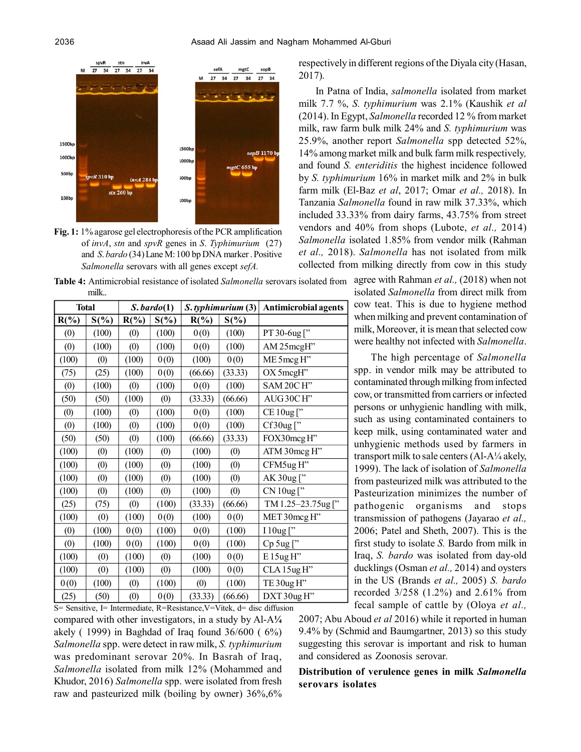**Fig. 1:** 1% agarose gel electrophoresis of the PCR amplification of *invA*, *stn* and *spvR* genes in *S. Typhimurium* (27) and *S. bardo* (34) Lane M: 100 bp DNA marker . Positive *Salmonella* serovars with all genes except *sefA.*

**Table 4:** Antimicrobial resistance of isolated *Salmonella* serovars isolated from milk..

| Total | | *S. bardo*(1) | | *S. typhimurium* (3) | | Antimicrobial agents |
|---|---|---|---|---|---|---|
| R(%) | S(%) | R(%) | S(%) | R(%) | S(%) | |
| (0) | (100) | (0) | (100) | 0(0) | (100) | PT 30-6ug [" |
| (0) | (100) | (0) | (100) | 0(0) | (100) | AM 25mcgH" |
| (100) | (0) | (100) | 0(0) | (100) | 0(0) | ME 5mcg H" |
| (75) | (25) | (100) | 0(0) | (66.66) | (33.33) | OX 5mcgH" |
| (0) | (100) | (0) | (100) | 0(0) | (100) | SAM 20C H" |
| (50) | (50) | (100) | (0) | (33.33) | (66.66) | AUG 30C H" |
| (0) | (100) | (0) | (100) | 0(0) | (100) | CE 10ug [" |
| (0) | (100) | (0) | (100) | 0(0) | (100) | Cf30ug [" |
| (50) | (50) | (0) | (100) | (66.66) | (33.33) | FOX30mcg H" |
| (100) | (0) | (100) | (0) | (100) | (0) | ATM 30mcg H" |
| (100) | (0) | (100) | (0) | (100) | (0) | CFM5ug H" |
| (100) | (0) | (100) | (0) | (100) | (0) | AK 30ug [" |
| (100) | (0) | (100) | (0) | (100) | (0) | CN 10ug [" |
| (25) | (75) | (0) | (100) | (33.33) | (66.66) | TM 1.25–23.75ug [" |
| (100) | (0) | (100) | 0(0) | (100) | 0(0) | MET 30mcg H" |
| (0) | (100) | 0(0) | (100) | 0(0) | (100) | I 10ug [" |
| (0) | (100) | 0(0) | (100) | 0(0) | (100) | Cp 5ug [" |
| (100) | (0) | (100) | (0) | (100) | 0(0) | E 15ug H" |
| (100) | (0) | (100) | (0) | (100) | 0(0) | CLA 15ug H" |
| 0(0) | (100) | (0) | (100) | (0) | (100) | TE 30ug H" |
| (25) | (50) | (0) | 0(0) | (33.33) | (66.66) | DXT 30ug H" |

S= Sensitive, I= Intermediate, R=Resistance,V=Vitek, d= disc diffusion

compared with other investigators, in a study by Al-A¼ akely ( 1999) in Baghdad of Iraq found 36/600 ( 6%) *Salmonella* spp. were detect in raw milk, *S. typhimurium* was predominant serovar 20%. In Basrah of Iraq, *Salmonella* isolated from milk 12% (Mohammed and Khudor, 2016) *Salmonella* spp. were isolated from fresh raw and pasteurized milk (boiling by owner) 36%,6% respectively in different regions of the Diyala city (Hasan, 2017).

In Patna of India, *salmonella* isolated from market milk 7.7 %, *S. typhimurium* was 2.1% (Kaushik *et al* (2014). In Egypt, *Salmonella* recorded 12 % from market milk, raw farm bulk milk 24% and *S. typhimurium* was 25.9%, another report *Salmonella* spp detected 52%, 14% among market milk and bulk farm milk respectively, and found *S. enteriditis* the highest incidence followed by *S. typhimurium* 16% in market milk and 2% in bulk farm milk (El-Baz *et al*, 2017; Omar *et al.,* 2018). In Tanzania *Salmonella* found in raw milk 37.33%, which included 33.33% from dairy farms, 43.75% from street vendors and 40% from shops (Lubote, *et al.,* 2014) *Salmonella* isolated 1.85% from vendor milk (Rahman *et al.,* 2018). *Salmonella* has not isolated from milk collected from milking directly from cow in this study agree with Rahman *et al.,* (2018) when not isolated *Salmonella* from direct milk from cow teat. This is due to hygiene method when milking and prevent contamination of milk, Moreover, it is mean that selected cow were healthy not infected with *Salmonella*.

The high percentage of *Salmonella* spp. in vendor milk may be attributed to contaminated through milking from infected cow, or transmitted from carriers or infected persons or unhygienic handling with milk, such as using contaminated containers to keep milk, using contaminated water and unhygienic methods used by farmers in transport milk to sale centers (Al-A¼ akely, 1999). The lack of isolation of *Salmonella* from pasteurized milk was attributed to the Pasteurization minimizes the number of pathogenic organisms and stops transmission of pathogens (Jayarao *et al.,* 2006; Patel and Sheth, 2007). This is the first study to isolate *S.* Bardo from milk in Iraq, *S. bardo* was isolated from day-old ducklings (Osman *et al.,* 2014) and oysters in the US (Brands *et al.,* 2005) *S. bardo* recorded 3/258 (1.2%) and 2.61% from fecal sample of cattle by (Oloya *et al.,* 2007; Abu Aboud *et al* 2016) while it reported in human 9.4% by (Schmid and Baumgartner, 2013) so this study suggesting this serovar is important and risk to human and considered as Zoonosis serovar.

**Distribution of verulence genes in milk *Salmonella* serovars isolates**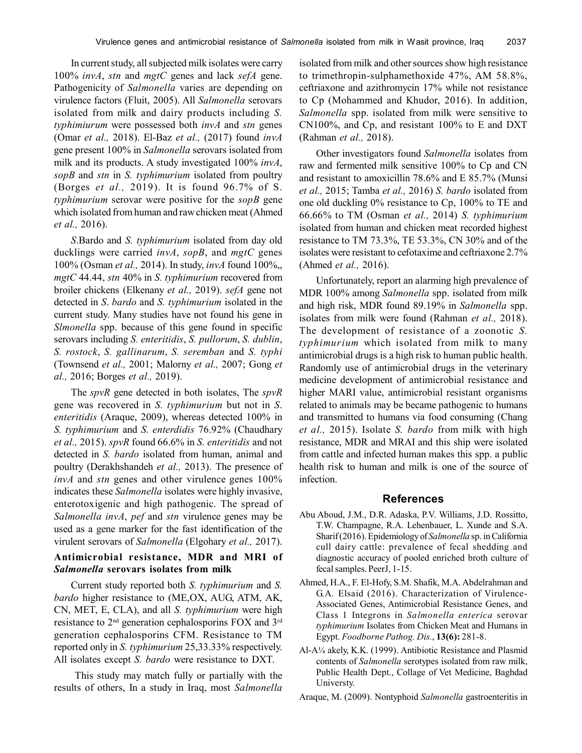In current study, all subjected milk isolates were carry 100% *invA*, *stn* and *mgtC* genes and lack *sefA* gene. Pathogenicity of *Salmonella* varies are depending on virulence factors (Fluit, 2005). All *Salmonella* serovars isolated from milk and dairy products including *S. typhimiurum* were possessed both *invA* and *stn* genes (Omar *et al.,* 2018). El-Baz *et al.,* (2017) found *invA* gene present 100% in *Salmonella* serovars isolated from milk and its products. A study investigated 100% *invA*, *sopB* and *stn* in *S. typhimurium* isolated from poultry (Borges *et al.,* 2019). It is found 96.7% of S. *typhimurium* serovar were positive for the *sopB* gene which isolated from human and raw chicken meat (Ahmed *et al.,* 2016).

*S.*Bardo and *S. typhimurium* isolated from day old ducklings were carried *invA*, *sopB*, and *mgtC* genes 100% (Osman *et al.,* 2014). In study, *invA* found 100%,, *mgtC* 44.44, *stn* 40% in *S. typhimurium* recovered from broiler chickens (Elkenany *et al.,* 2019). *sefA* gene not detected in *S*. *bardo* and *S. typhimurium* isolated in the current study. Many studies have not found his gene in *Slmonella* spp. because of this gene found in specific serovars including *S. enteritidis*, *S. pullorum*, *S. dublin*, *S. rostock*, *S. gallinarum*, *S. seremban* and *S. typhi* (Townsend *et al.,* 2001; Malorny *et al.,* 2007; Gong *et al.,* 2016; Borges *et al.,* 2019).

The *spvR* gene detected in both isolates, The *spvR* gene was recovered in *S. typhimurium* but not in *S*. *enteritidis* (Araque, 2009), whereas detected 100% in *S. typhimurium* and *S. enterdidis* 76.92% (Chaudhary *et al.,* 2015). *spvR* found 66.6% in *S. enteritidis* and not detected in *S. bardo* isolated from human, animal and poultry (Derakhshandeh *et al.,* 2013). The presence of *invA* and *stn* genes and other virulence genes 100% indicates these *Salmonella* isolates were highly invasive, enterotoxigenic and high pathogenic. The spread of *Salmonella invA*, *pef* and *stn* virulence genes may be used as a gene marker for the fast identification of the virulent serovars of *Salmonella* (Elgohary *et al.,* 2017).

### Antimicrobial resistance, MDR and MRI of *Salmonella* serovars isolates from milk

Current study reported both *S. typhimurium* and *S. bardo* higher resistance to (ME,OX, AUG, ATM, AK, CN, MET, E, CLA), and all *S. typhimurium* were high resistance to 2nd generation cephalosporins FOX and 3rd generation cephalosporins CFM. Resistance to TM reported only in *S. typhimurium* 25,33.33% respectively. All isolates except *S. bardo* were resistance to DXT.

This study may match fully or partially with the results of others, In a study in Iraq, most *Salmonella* isolated from milk and other sources show high resistance to trimethropin-sulphamethoxide 47%, AM 58.8%, ceftriaxone and azithromycin 17% while not resistance to Cp (Mohammed and Khudor, 2016). In addition, *Salmonella* spp. isolated from milk were sensitive to CN100%, and Cp, and resistant 100% to E and DXT (Rahman *et al.,* 2018).

Other investigators found *Salmonella* isolates from raw and fermented milk sensitive 100% to Cp and CN and resistant to amoxicillin 78.6% and E 85.7% (Munsi *et al.,* 2015; Tamba *et al.,* 2016) *S. bardo* isolated from one old duckling 0% resistance to Cp, 100% to TE and 66.66% to TM (Osman *et al.,* 2014) *S. typhimurium* isolated from human and chicken meat recorded highest resistance to TM 73.3%, TE 53.3%, CN 30% and of the isolates were resistant to cefotaxime and ceftriaxone 2.7% (Ahmed *et al.,* 2016).

Unfortunately, report an alarming high prevalence of MDR 100% among *Salmonella* spp. isolated from milk and high risk, MDR found 89.19% in *Salmonella* spp. isolates from milk were found (Rahman *et al.,* 2018). The development of resistance of a zoonotic *S. typhimurium* which isolated from milk to many antimicrobial drugs is a high risk to human public health. Randomly use of antimicrobial drugs in the veterinary medicine development of antimicrobial resistance and higher MARI value, antimicrobial resistant organisms related to animals may be became pathogenic to humans and transmitted to humans via food consuming (Chang *et al.,* 2015). Isolate *S. bardo* from milk with high resistance, MDR and MRAI and this ship were isolated from cattle and infected human makes this spp. a public health risk to human and milk is one of the source of infection.

## References

Abu Aboud, J.M., D.R. Adaska, P.V. Williams, J.D. Rossitto, T.W. Champagne, R.A. Lehenbauer, L. Xunde and S.A. Sharif (2016). Epidemiology of *Salmonella* sp. in California cull dairy cattle: prevalence of fecal shedding and diagnostic accuracy of pooled enriched broth culture of fecal samples. PeerJ, 1-15.

Ahmed, H.A., F. El-Hofy, S.M. Shafik, M.A. Abdelrahman and G.A. Elsaid (2016). Characterization of Virulence-Associated Genes, Antimicrobial Resistance Genes, and Class 1 Integrons in *Salmonella enterica* serovar *typhimurium* Isolates from Chicken Meat and Humans in Egypt. *Foodborne Pathog. Dis.*, **13(6):** 281-8.

Al-A¼ akely, K.K. (1999). Antibiotic Resistance and Plasmid contents of *Salmonella* serotypes isolated from raw milk, Public Health Dept., Collage of Vet Medicine, Baghdad Universty.

Araque, M. (2009). Nontyphoid *Salmonella* gastroenteritis in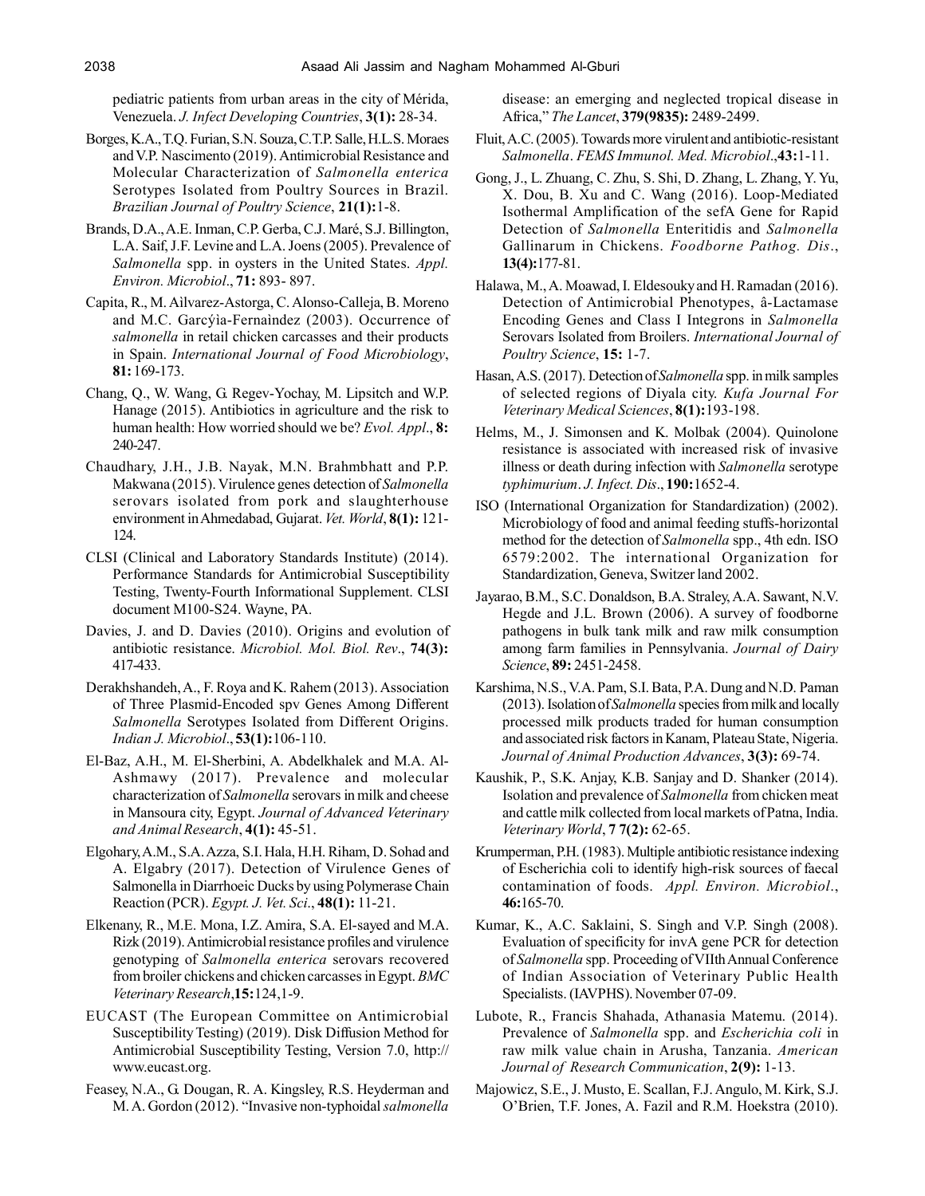pediatric patients from urban areas in the city of Mérida, Venezuela. *J. Infect Developing Countries*, **3(1):** 28-34.

Borges, K.A., T.Q. Furian, S.N. Souza, C.T.P. Salle, H.L.S. Moraes and V.P. Nascimento (2019). Antimicrobial Resistance and Molecular Characterization of *Salmonella enterica* Serotypes Isolated from Poultry Sources in Brazil. *Brazilian Journal of Poultry Science*, **21(1):**1-8.

Brands, D.A., A.E. Inman, C.P. Gerba, C.J. Maré, S.J. Billington, L.A. Saif, J.F. Levine and L.A. Joens (2005). Prevalence of *Salmonella* spp. in oysters in the United States. *Appl. Environ. Microbiol*., **71:** 893- 897.

Capita, R., M. Aìlvarez-Astorga, C. Alonso-Calleja, B. Moreno and M.C. Garcýìa-Fernaìndez (2003). Occurrence of *salmonella* in retail chicken carcasses and their products in Spain. *International Journal of Food Microbiology*, **81:** 169-173.

Chang, Q., W. Wang, G. Regev-Yochay, M. Lipsitch and W.P. Hanage (2015). Antibiotics in agriculture and the risk to human health: How worried should we be? *Evol. Appl*., **8:** 240-247.

Chaudhary, J.H., J.B. Nayak, M.N. Brahmbhatt and P.P. Makwana (2015). Virulence genes detection of *Salmonella* serovars isolated from pork and slaughterhouse environment in Ahmedabad, Gujarat. *Vet. World*, **8(1):** 121-124.

CLSI (Clinical and Laboratory Standards Institute) (2014). Performance Standards for Antimicrobial Susceptibility Testing, Twenty-Fourth Informational Supplement. CLSI document M100-S24. Wayne, PA.

Davies, J. and D. Davies (2010). Origins and evolution of antibiotic resistance. *Microbiol. Mol. Biol. Rev*., **74(3):** 417-433.

Derakhshandeh, A., F. Roya and K. Rahem (2013). Association of Three Plasmid-Encoded spv Genes Among Different *Salmonella* Serotypes Isolated from Different Origins. *Indian J. Microbiol*., **53(1):**106-110.

El-Baz, A.H., M. El-Sherbini, A. Abdelkhalek and M.A. Al-Ashmawy (2017). Prevalence and molecular characterization of *Salmonella* serovars in milk and cheese in Mansoura city, Egypt. *Journal of Advanced Veterinary and Animal Research*, **4(1):** 45-51.

Elgohary, A.M., S.A. Azza, S.I. Hala, H.H. Riham, D. Sohad and A. Elgabry (2017). Detection of Virulence Genes of Salmonella in Diarrhoeic Ducks by using Polymerase Chain Reaction (PCR). *Egypt. J. Vet. Sci*., **48(1):** 11-21.

Elkenany, R., M.E. Mona, I.Z. Amira, S.A. El-sayed and M.A. Rizk (2019). Antimicrobial resistance profiles and virulence genotyping of *Salmonella enterica* serovars recovered from broiler chickens and chicken carcasses in Egypt. *BMC Veterinary Research*,**15:**124,1-9.

EUCAST (The European Committee on Antimicrobial Susceptibility Testing) (2019). Disk Diffusion Method for Antimicrobial Susceptibility Testing, Version 7.0, http://www.eucast.org.

Feasey, N.A., G. Dougan, R. A. Kingsley, R.S. Heyderman and M. A. Gordon (2012). "Invasive non-typhoidal *salmonella* disease: an emerging and neglected tropical disease in Africa," *The Lancet*, **379(9835):** 2489-2499.

Fluit, A.C. (2005). Towards more virulent and antibiotic-resistant *Salmonella*. *FEMS Immunol. Med. Microbiol*.,**43:**1-11.

Gong, J., L. Zhuang, C. Zhu, S. Shi, D. Zhang, L. Zhang, Y. Yu, X. Dou, B. Xu and C. Wang (2016). Loop-Mediated Isothermal Amplification of the sefA Gene for Rapid Detection of *Salmonella* Enteritidis and *Salmonella* Gallinarum in Chickens. *Foodborne Pathog. Dis*., **13(4):**177-81.

Halawa, M., A. Moawad, I. Eldesouky and H. Ramadan (2016). Detection of Antimicrobial Phenotypes, â-Lactamase Encoding Genes and Class I Integrons in *Salmonella* Serovars Isolated from Broilers. *International Journal of Poultry Science*, **15:** 1-7.

Hasan, A.S. (2017). Detection of *Salmonella* spp. in milk samples of selected regions of Diyala city. *Kufa Journal For Veterinary Medical Sciences*, **8(1):**193-198.

Helms, M., J. Simonsen and K. Molbak (2004). Quinolone resistance is associated with increased risk of invasive illness or death during infection with *Salmonella* serotype *typhimurium*. *J. Infect. Dis*., **190:**1652-4.

ISO (International Organization for Standardization) (2002). Microbiology of food and animal feeding stuffs-horizontal method for the detection of *Salmonella* spp., 4th edn. ISO 6579:2002. The international Organization for Standardization, Geneva, Switzer land 2002.

Jayarao, B.M., S.C. Donaldson, B.A. Straley, A.A. Sawant, N.V. Hegde and J.L. Brown (2006). A survey of foodborne pathogens in bulk tank milk and raw milk consumption among farm families in Pennsylvania. *Journal of Dairy Science*, **89:** 2451-2458.

Karshima, N.S., V.A. Pam, S.I. Bata, P.A. Dung and N.D. Paman (2013). Isolation of *Salmonella* species from milk and locally processed milk products traded for human consumption and associated risk factors in Kanam, Plateau State, Nigeria. *Journal of Animal Production Advances*, **3(3):** 69-74.

Kaushik, P., S.K. Anjay, K.B. Sanjay and D. Shanker (2014). Isolation and prevalence of *Salmonella* from chicken meat and cattle milk collected from local markets of Patna, India. *Veterinary World*, **7 7(2):** 62-65.

Krumperman, P.H. (1983). Multiple antibiotic resistance indexing of Escherichia coli to identify high-risk sources of faecal contamination of foods. *Appl. Environ. Microbiol*., **46:**165-70.

Kumar, K., A.C. Saklaini, S. Singh and V.P. Singh (2008). Evaluation of specificity for invA gene PCR for detection of *Salmonella* spp. Proceeding of VIIth Annual Conference of Indian Association of Veterinary Public Health Specialists. (IAVPHS). November 07-09.

Lubote, R., Francis Shahada, Athanasia Matemu. (2014). Prevalence of *Salmonella* spp. and *Escherichia coli* in raw milk value chain in Arusha, Tanzania. *American Journal of Research Communication*, **2(9):** 1-13.

Majowicz, S.E., J. Musto, E. Scallan, F.J. Angulo, M. Kirk, S.J. O'Brien, T.F. Jones, A. Fazil and R.M. Hoekstra (2010).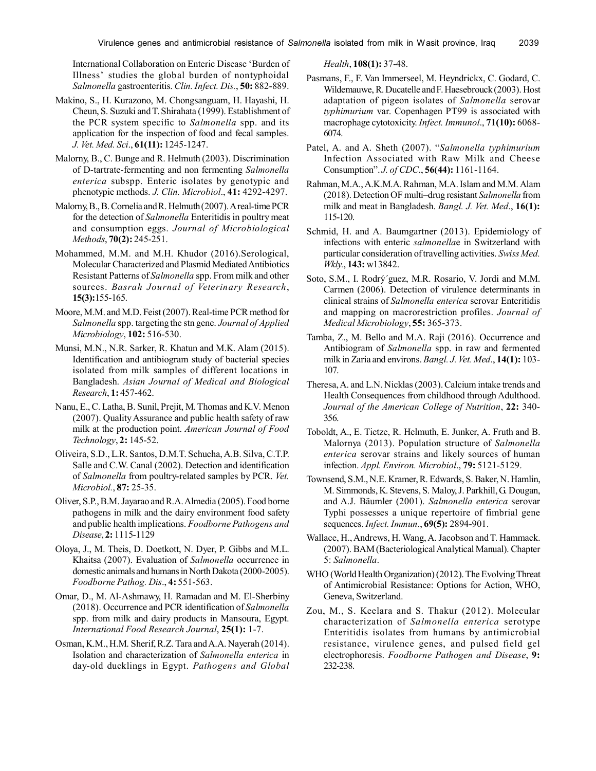International Collaboration on Enteric Disease 'Burden of Illness' studies the global burden of nontyphoidal *Salmonella* gastroenteritis. *Clin. Infect. Dis.*, **50:** 882-889.

Makino, S., H. Kurazono, M. Chongsanguam, H. Hayashi, H. Cheun, S. Suzuki and T. Shirahata (1999). Establishment of the PCR system specific to *Salmonella* spp. and its application for the inspection of food and fecal samples. *J. Vet. Med. Sci.*, **61(11):** 1245-1247.

Malorny, B., C. Bunge and R. Helmuth (2003). Discrimination of D-tartrate-fermenting and non fermenting *Salmonella enterica* subspp. Enteric isolates by genotypic and phenotypic methods. *J. Clin. Microbiol.*, **41:** 4292-4297.

Malorny, B., B. Cornelia and R. Helmuth (2007). A real-time PCR for the detection of *Salmonella* Enteritidis in poultry meat and consumption eggs. *Journal of Microbiological Methods*, **70(2):** 245-251.

Mohammed, M.M. and M.H. Khudor (2016).Serological, Molecular Characterized and Plasmid Mediated Antibiotics Resistant Patterns of *Salmonella* spp. From milk and other sources. *Basrah Journal of Veterinary Research*, **15(3):**155-165.

Moore, M.M. and M.D. Feist (2007). Real-time PCR method for *Salmonella* spp. targeting the stn gene. *Journal of Applied Microbiology*, **102:** 516-530.

Munsi, M.N., N.R. Sarker, R. Khatun and M.K. Alam (2015). Identification and antibiogram study of bacterial species isolated from milk samples of different locations in Bangladesh. *Asian Journal of Medical and Biological Research*, **1:** 457-462.

Nanu, E., C. Latha, B. Sunil, Prejit, M. Thomas and K.V. Menon (2007). Quality Assurance and public health safety of raw milk at the production point. *American Journal of Food Technology*, **2:** 145-52.

Oliveira, S.D., L.R. Santos, D.M.T. Schucha, A.B. Silva, C.T.P. Salle and C.W. Canal (2002). Detection and identification of *Salmonella* from poultry-related samples by PCR. *Vet. Microbiol.*, **87:** 25-35.

Oliver, S.P., B.M. Jayarao and R.A. Almedia (2005). Food borne pathogens in milk and the dairy environment food safety and public health implications. *Foodborne Pathogens and Disease*, **2:** 1115-1129

Oloya, J., M. Theis, D. Doetkott, N. Dyer, P. Gibbs and M.L. Khaitsa (2007). Evaluation of *Salmonella* occurrence in domestic animals and humans in North Dakota (2000-2005). *Foodborne Pathog. Dis*., **4:** 551-563.

Omar, D., M. Al-Ashmawy, H. Ramadan and M. El-Sherbiny (2018). Occurrence and PCR identification of *Salmonella* spp. from milk and dairy products in Mansoura, Egypt. *International Food Research Journal*, **25(1):** 1-7.

Osman, K.M., H.M. Sherif, R.Z. Tara and A.A. Nayerah (2014). Isolation and characterization of *Salmonella enterica* in day-old ducklings in Egypt. *Pathogens and Global Health*, **108(1):** 37-48.

Pasmans, F., F. Van Immerseel, M. Heyndrickx, C. Godard, C. Wildemauwe, R. Ducatelle and F. Haesebrouck (2003). Host adaptation of pigeon isolates of *Salmonella* serovar *typhimurium* var. Copenhagen PT99 is associated with macrophage cytotoxicity. *Infect. Immunol*., **71(10):** 6068-6074.

Patel, A. and A. Sheth (2007). "*Salmonella typhimurium* Infection Associated with Raw Milk and Cheese Consumption". *J. of CDC*., **56(44):** 1161-1164.

Rahman, M.A., A.K.M.A. Rahman, M.A. Islam and M.M. Alam (2018). Detection OF multi–drug resistant *Salmonella* from milk and meat in Bangladesh. *Bangl. J. Vet. Med*., **16(1):** 115-120.

Schmid, H. and A. Baumgartner (2013). Epidemiology of infections with enteric *salmonella*e in Switzerland with particular consideration of travelling activities. *Swiss Med. Wkly.*, **143:** w13842.

Soto, S.M., I. Rodrý´guez, M.R. Rosario, V. Jordi and M.M. Carmen (2006). Detection of virulence determinants in clinical strains of *Salmonella enterica* serovar Enteritidis and mapping on macrorestriction profiles. *Journal of Medical Microbiology*, **55:** 365-373.

Tamba, Z., M. Bello and M.A. Raji (2016). Occurrence and Antibiogram of *Salmonella* spp. in raw and fermented milk in Zaria and environs. *Bangl. J. Vet. Med*., **14(1):** 103-107.

Theresa, A. and L.N. Nicklas (2003). Calcium intake trends and Health Consequences from childhood through Adulthood. *Journal of the American College of Nutrition*, **22:** 340-356.

Toboldt, A., E. Tietze, R. Helmuth, E. Junker, A. Fruth and B. Malornya (2013). Population structure of *Salmonella enterica* serovar strains and likely sources of human infection. *Appl. Environ. Microbiol*., **79:** 5121-5129.

Townsend, S.M., N.E. Kramer, R. Edwards, S. Baker, N. Hamlin, M. Simmonds, K. Stevens, S. Maloy, J. Parkhill, G. Dougan, and A.J. Bäumler (2001). *Salmonella enterica* serovar Typhi possesses a unique repertoire of fimbrial gene sequences. *Infect. Immun*., **69(5):** 2894-901.

Wallace, H., Andrews, H. Wang, A. Jacobson and T. Hammack. (2007). BAM (Bacteriological Analytical Manual). Chapter 5: *Salmonella*.

WHO (World Health Organization) (2012). The Evolving Threat of Antimicrobial Resistance: Options for Action, WHO, Geneva, Switzerland.

Zou, M., S. Keelara and S. Thakur (2012). Molecular characterization of *Salmonella enterica* serotype Enteritidis isolates from humans by antimicrobial resistance, virulence genes, and pulsed field gel electrophoresis. *Foodborne Pathogen and Disease*, **9:** 232-238.